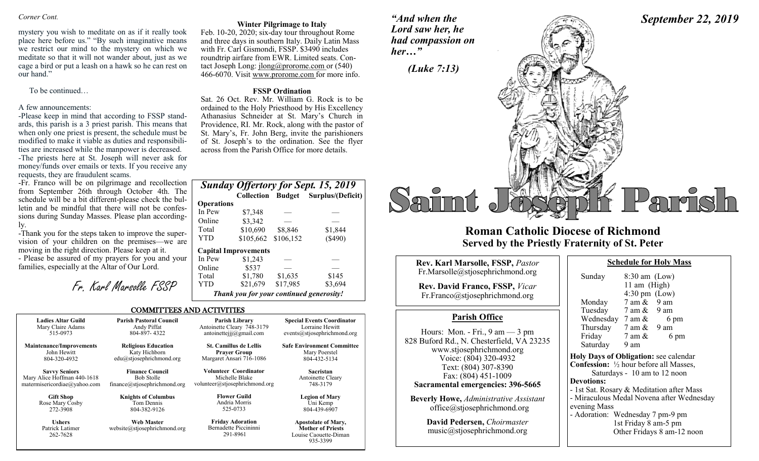*Corner Cont.*

mystery you wish to meditate on as if it really took place here before us." "By such imaginative means we restrict our mind to the mystery on which we meditate so that it will not wander about, just as we cage a bird or put a leash on a hawk so he can rest on our hand."

To be continued…

A few announcements:

-Please keep in mind that according to FSSP standards, this parish is a 3 priest parish. This means that when only one priest is present, the schedule must be modified to make it viable as duties and responsibilities are increased while the manpower is decreased.

-The priests here at St. Joseph will never ask for money/funds over emails or texts. If you receive any requests, they are fraudulent scams.

-Fr. Franco will be on pilgrimage and recollection from September 26th through October 4th. The schedule will be a bit different-please check the bulletin and be mindful that there will not be confessions during Sunday Masses. Please plan accordingly.

-Thank you for the steps taken to improve the supervision of your children on the premises—we are moving in the right direction. Please keep at it.

- Please be assured of my prayers for you and your families, especially at the Altar of Our Lord.

*Fr. Karl Marsolle FSSP*

**Winter Pilgrimage to Italy**

Feb. 10-20, 2020; six-day tour throughout Rome and three days in southern Italy. Daily Latin Mass with Fr. Carl Gismondi, FSSP. $3490 includes roundtrip airfare from EWR. Limited seats. Contact Joseph Long: jlong@prorome.com or (540) 466-6070. Visit www.prorome.com for more info.

**FSSP Ordination**

Sat. 26 Oct. Rev. Mr. William G. Rock is to be ordained to the Holy Priesthood by His Excellency Athanasius Schneider at St. Mary's Church in Providence, RI. Mr. Rock, along with the pastor of St. Mary's, Fr. John Berg, invite the parishioners of St. Joseph's to the ordination. See the flyer across from the Parish Office for more details.

## *Sunday Offertory for Sept. 15, 2019*

| | Collection | Budget | Surplus/(Deficit) |
|---|---|---|---|
| **Operations** | | | |
| In Pew | $7,348 | — | — |
| Online | $3,342 | — | — |
| Total | $10,690 | $8,846 | $1,844 |
| YTD | $105,662 | $106,152 | ($490) |
| **Capital Improvements** | | | |
| In Pew | $1,243 | — | — |
| Online | $537 | — | — |
| Total | $1,780 | $1,635 | $145 |
| YTD | $21,679 | $17,985 | $3,694 |

*Thank you for your continued generosity!*

## COMMITTEES AND ACTIVITIES

| | | | |
|---|---|---|---|
| **Ladies Altar Guild**<br>Mary Claire Adams<br>515-0973 | **Parish Pastoral Council**<br>Andy Piffat<br>804-897- 4322 | **Parish Library**<br>Antoinette Cleary 748-3179<br>antoinettejjj@gmail.com | **Special Events Coordinator**<br>Lorraine Hewitt<br>events@stjosephrichmond.org |
| **Maintenance/Improvements**<br>John Hewitt<br>804-320-4932 | **Religious Education**<br>Katy Hichborn<br>edu@stjosephrichmond.org | **St. Camillus de Lellis Prayer Group**<br>Margaret Ansari 716-1086 | **Safe Environment Committee**<br>Mary Poerstel<br>804-432-5134 |
| **Savvy Seniors**<br>Mary Alice Hoffman 440-1618<br>matermisericordiae@yahoo.com | **Finance Council**<br>Bob Stolle<br>finance@stjosephrichmond.org | **Volunteer Coordinator**<br>Michelle Blake<br>volunteer@stjosephrichmond.org | **Sacristan**<br>Antoinette Cleary<br>748-3179 |
| **Gift Shop**<br>Rose Mary Cosby<br>272-3908 | **Knights of Columbus**<br>Tom Dennis<br>804-382-9126 | **Flower Guild**<br>Andria Morris<br>525-0733 | **Legion of Mary**<br>Uni Kemp<br>804-439-6907 |
| **Ushers**<br>Patrick Latimer<br>262-7628 | **Web Master**<br>website@stjosephrichmond.org | **Friday Adoration**<br>Bernadette Piccininni<br>291-8961 | **Apostolate of Mary, Mother of Priests**<br>Louise Caouette-Diman<br>935-3399 |

*"And when the Lord saw her, he had compassion on her…"*

*(Luke 7:13)*

*September 22, 2019*

# Saint Joseph Parish

## Roman Catholic Diocese of Richmond
## Served by the Priestly Fraternity of St. Peter

**Rev. Karl Marsolle, FSSP,** *Pastor*
Fr.Marsolle@stjosephrichmond.org

**Rev. David Franco, FSSP,** *Vicar*
Fr.Franco@stjosephrichmond.org

### Parish Office

Hours: Mon. - Fri., 9 am — 3 pm
828 Buford Rd., N. Chesterfield, VA 23235
www.stjosephrichmond.org
Voice: (804) 320-4932
Text: (804) 307-8390
Fax: (804) 451-1009
**Sacramental emergencies: 396-5665**

**Beverly Howe,** *Administrative Assistant*
office@stjosephrichmond.org

**David Pedersen,** *Choirmaster*
music@stjosephrichmond.org

### Schedule for Holy Mass

| | |
|---|---|
| Sunday | 8:30 am (Low)<br>11 am (High)<br>4:30 pm (Low) |
| Monday | 7 am & 9 am |
| Tuesday | 7 am & 9 am |
| Wednesday | 7 am & 6 pm |
| Thursday | 7 am & 9 am |
| Friday | 7 am & 6 pm |
| Saturday | 9 am |

**Holy Days of Obligation:** see calendar

**Confession:** ½ hour before all Masses, Saturdays - 10 am to 12 noon

**Devotions:**

- 1st Sat. Rosary & Meditation after Mass
- Miraculous Medal Novena after Wednesday evening Mass
- Adoration: Wednesday 7 pm-9 pm
  1st Friday 8 am-5 pm
  Other Fridays 8 am-12 noon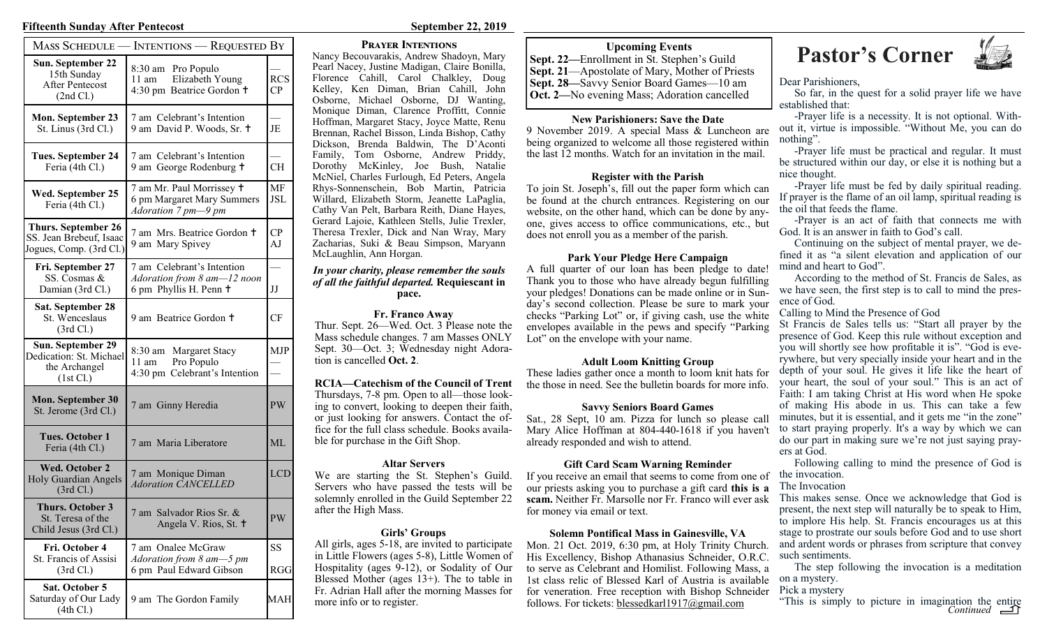Fifteenth Sunday After Pentecost — September 22, 2019

| Mass Schedule — Intentions — Requested By | | |
|---|---|---|
| **Sun. September 22** 15th Sunday After Pentecost (2nd Cl.) | 8:30 am Pro Populo<br>11 am Elizabeth Young<br>4:30 pm Beatrice Gordon ✝ | —<br>RCS<br>CP |
| **Mon. September 23** St. Linus (3rd Cl.) | 7 am Celebrant's Intention<br>9 am David P. Woods, Sr. ✝ | —<br>JE |
| **Tues. September 24** Feria (4th Cl.) | 7 am Celebrant's Intention<br>9 am George Rodenburg ✝ | —<br>CH |
| **Wed. September 25** Feria (4th Cl.) | 7 am Mr. Paul Morrissey ✝<br>6 pm Margaret Mary Summers<br>*Adoration 7 pm—9 pm* | MF<br>JSL |
| **Thurs. September 26** SS. Jean Brebeuf, Isaac Jogues, Comp. (3rd Cl.) | 7 am Mrs. Beatrice Gordon ✝<br>9 am Mary Spivey | CP<br>AJ |
| **Fri. September 27** SS. Cosmas & Damian (3rd Cl.) | 7 am Celebrant's Intention<br>*Adoration from 8 am—12 noon*<br>6 pm Phyllis H. Penn ✝ | —<br><br>JJ |
| **Sat. September 28** St. Wenceslaus (3rd Cl.) | 9 am Beatrice Gordon ✝ | CF |
| **Sun. September 29** Dedication: St. Michael the Archangel (1st Cl.) | 8:30 am Margaret Stacy<br>11 am Pro Populo<br>4:30 pm Celebrant's Intention | MJP<br>—<br>— |
| **Mon. September 30** St. Jerome (3rd Cl.) | 7 am Ginny Heredia | PW |
| **Tues. October 1** Feria (4th Cl.) | 7 am Maria Liberatore | ML |
| **Wed. October 2** Holy Guardian Angels (3rd Cl.) | 7 am Monique Diman<br>*Adoration CANCELLED* | LCD |
| **Thurs. October 3** St. Teresa of the Child Jesus (3rd Cl.) | 7 am Salvador Rios Sr. & Angela V. Rios, St. ✝ | PW |
| **Fri. October 4** St. Francis of Assisi (3rd Cl.) | 7 am Onalee McGraw<br>*Adoration from 8 am—5 pm*<br>6 pm Paul Edward Gibson | SS<br><br>RGG |
| **Sat. October 5** Saturday of Our Lady (4th Cl.) | 9 am The Gordon Family | MAH |

## Prayer Intentions

Nancy Becouvarakis, Andrew Shadoyn, Mary Pearl Nacey, Justine Madigan, Claire Bonilla, Florence Cahill, Carol Chalkley, Doug Kelley, Ken Diman, Brian Cahill, John Osborne, Michael Osborne, DJ Wanting, Monique Diman, Clarence Proffitt, Connie Hoffman, Margaret Stacy, Joyce Matte, Renu Brennan, Rachel Bisson, Linda Bishop, Cathy Dickson, Brenda Baldwin, The D'Aconti Family, Tom Osborne, Andrew Priddy, Dorothy McKinley, Joe Bush, Natalie McNiel, Charles Furlough, Ed Peters, Angela Rhys-Sonnenschein, Bob Martin, Patricia Willard, Elizabeth Storm, Jeanette LaPaglia, Cathy Van Pelt, Barbara Reith, Diane Hayes, Gerard Lajoie, Kathleen Stells, Julie Trexler, Theresa Trexler, Dick and Nan Wray, Mary Zacharias, Suki & Beau Simpson, Maryann McLaughlin, Ann Horgan.

***In your charity, please remember the souls of all the faithful departed.* Requiescant in pace.**

### Fr. Franco Away

Thur. Sept. 26—Wed. Oct. 3 Please note the Mass schedule changes. 7 am Masses ONLY Sept. 30—Oct. 3; Wednesday night Adoration is cancelled **Oct. 2**.

### RCIA—Catechism of the Council of Trent

Thursdays, 7-8 pm. Open to all—those looking to convert, looking to deepen their faith, or just looking for answers. Contact the office for the full class schedule. Books available for purchase in the Gift Shop.

### Altar Servers

We are starting the St. Stephen's Guild. Servers who have passed the tests will be solemnly enrolled in the Guild September 22 after the High Mass.

### Girls' Groups

All girls, ages 5-18, are invited to participate in Little Flowers (ages 5-8), Little Women of Hospitality (ages 9-12), or Sodality of Our Blessed Mother (ages 13+). The to table in Fr. Adrian Hall after the morning Masses for more info or to register.

### Upcoming Events

**Sept. 22—**Enrollment in St. Stephen's Guild
**Sept. 21**—Apostolate of Mary, Mother of Priests
**Sept. 28—**Savvy Senior Board Games—10 am
**Oct. 2—**No evening Mass; Adoration cancelled

### New Parishioners: Save the Date

9 November 2019. A special Mass & Luncheon are being organized to welcome all those registered within the last 12 months. Watch for an invitation in the mail.

### Register with the Parish

To join St. Joseph's, fill out the paper form which can be found at the church entrances. Registering on our website, on the other hand, which can be done by anyone, gives access to office communications, etc., but does not enroll you as a member of the parish.

### Park Your Pledge Here Campaign

A full quarter of our loan has been pledge to date! Thank you to those who have already begun fulfilling your pledges! Donations can be made online or in Sunday's second collection. Please be sure to mark your checks "Parking Lot" or, if giving cash, use the white envelopes available in the pews and specify "Parking Lot" on the envelope with your name.

### Adult Loom Knitting Group

These ladies gather once a month to loom knit hats for the those in need. See the bulletin boards for more info.

### Savvy Seniors Board Games

Sat., 28 Sept, 10 am. Pizza for lunch so please call Mary Alice Hoffman at 804-440-1618 if you haven't already responded and wish to attend.

### Gift Card Scam Warning Reminder

If you receive an email that seems to come from one of our priests asking you to purchase a gift card **this is a scam.** Neither Fr. Marsolle nor Fr. Franco will ever ask for money via email or text.

### Solemn Pontifical Mass in Gainesville, VA

Mon. 21 Oct. 2019, 6:30 pm, at Holy Trinity Church. His Excellency, Bishop Athanasius Schneider, O.R.C. to serve as Celebrant and Homilist. Following Mass, a 1st class relic of Blessed Karl of Austria is available for veneration. Free reception with Bishop Schneider follows. For tickets: blessedkarl1917@gmail.com

# Pastor's Corner

Dear Parishioners,

So far, in the quest for a solid prayer life we have established that:

-Prayer life is a necessity. It is not optional. Without it, virtue is impossible. "Without Me, you can do nothing".

-Prayer life must be practical and regular. It must be structured within our day, or else it is nothing but a nice thought.

-Prayer life must be fed by daily spiritual reading. If prayer is the flame of an oil lamp, spiritual reading is the oil that feeds the flame.

-Prayer is an act of faith that connects me with God. It is an answer in faith to God's call.

Continuing on the subject of mental prayer, we defined it as "a silent elevation and application of our mind and heart to God".

According to the method of St. Francis de Sales, as we have seen, the first step is to call to mind the presence of God.

Calling to Mind the Presence of God

St Francis de Sales tells us: "Start all prayer by the presence of God. Keep this rule without exception and you will shortly see how profitable it is". "God is everywhere, but very specially inside your heart and in the depth of your soul. He gives it life like the heart of your heart, the soul of your soul." This is an act of Faith: I am taking Christ at His word when He spoke of making His abode in us. This can take a few minutes, but it is essential, and it gets me "in the zone" to start praying properly. It's a way by which we can do our part in making sure we're not just saying prayers at God.

Following calling to mind the presence of God is the invocation.

The Invocation

This makes sense. Once we acknowledge that God is present, the next step will naturally be to speak to Him, to implore His help. St. Francis encourages us at this stage to prostrate our souls before God and to use short and ardent words or phrases from scripture that convey such sentiments.

The step following the invocation is a meditation on a mystery.

Pick a mystery

"This is simply to picture in imagination the entire *Continued*